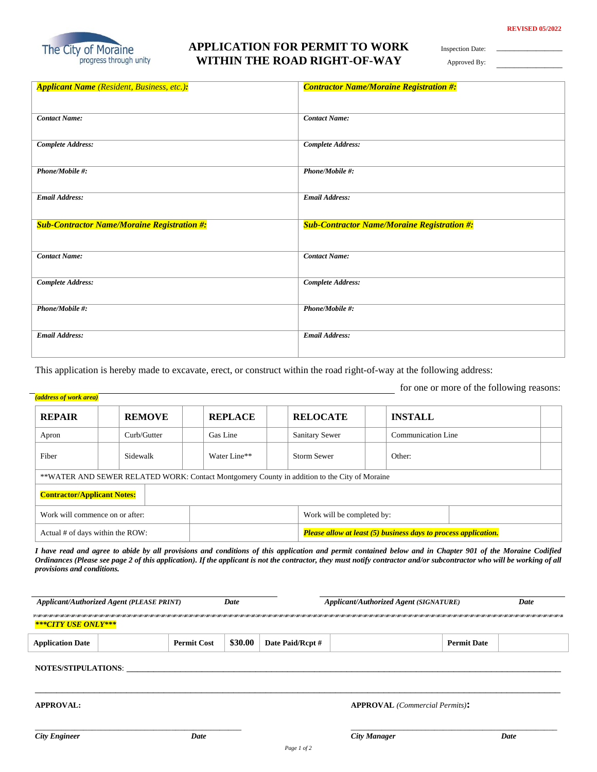REVISED 05/2022

The City of Moraine
progress through unity

# APPLICATION FOR PERMIT TO WORK WITHIN THE ROAD RIGHT-OF-WAY

Inspection Date: ________________

Approved By: ________________

| ***Applicant Name** (Resident, Business, etc.):* | ***Contractor Name/Moraine Registration #:*** |
|---|---|
| ***Contact Name:*** | ***Contact Name:*** |
| ***Complete Address:*** | ***Complete Address:*** |
| ***Phone/Mobile #:*** | ***Phone/Mobile #:*** |
| ***Email Address:*** | ***Email Address:*** |
| ***Sub-Contractor Name/Moraine Registration #:*** | ***Sub-Contractor Name/Moraine Registration #:*** |
| ***Contact Name:*** | ***Contact Name:*** |
| ***Complete Address:*** | ***Complete Address:*** |
| ***Phone/Mobile #:*** | ***Phone/Mobile #:*** |
| ***Email Address:*** | ***Email Address:*** |

This application is hereby made to excavate, erect, or construct within the road right-of-way at the following address:

_______________________________________________ for one or more of the following reasons:
***(address of work area)***

| **REPAIR** | | **REMOVE** | | **REPLACE** | | **RELOCATE** | | **INSTALL** | |
|---|---|---|---|---|---|---|---|---|---|
| Apron | | Curb/Gutter | | Gas Line | | Sanitary Sewer | | Communication Line | |
| Fiber | | Sidewalk | | Water Line** | | Storm Sewer | | Other: | |

**WATER AND SEWER RELATED WORK: Contact Montgomery County in addition to the City of Moraine

| **Contractor/Applicant Notes:** | | | |
|---|---|---|---|
| Work will commence on or after: | | Work will be completed by: | |
| Actual # of days within the ROW: | | ***Please allow at least (5) business days to process application.*** | |

***I have read and agree to abide by all provisions and conditions of this application and permit contained below and in Chapter 901 of the Moraine Codified Ordinances (Please see page 2 of this application). If the applicant is not the contractor, they must notify contractor and/or subcontractor who will be working of all provisions and conditions.***

_______________________________________________ _______________________________________________
***Applicant/Authorized Agent** (PLEASE PRINT)* ***Date*** ***Applicant/Authorized Agent** (SIGNATURE)* ***Date***

***\*\*\*CITY USE ONLY\*\*\****

| **Application Date** | | **Permit Cost** | **$30.00** | **Date Paid/Rcpt #** | | **Permit Date** | |
|---|---|---|---|---|---|---|---|

**NOTES/STIPULATIONS**: ______________________________________________________________________________

______________________________________________________________________________________________

**APPROVAL:** **APPROVAL** *(Commercial Permits)***:**

_______________________________________________ _______________________________________________
***City Engineer*** ***Date*** ***City Manager*** ***Date***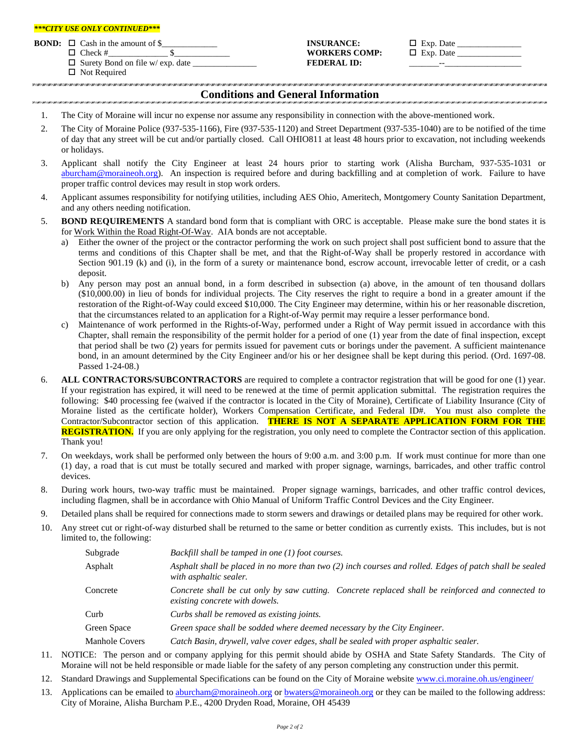***CITY USE ONLY CONTINUED***

**BOND:** ☐ Cash in the amount of $_____________
☐ Check #______________ $_____________
☐ Surety Bond on file w/ exp. date _______________
☐ Not Required

**INSURANCE:** ☐ Exp. Date _______________
**WORKERS COMP:** ☐ Exp. Date _______________
**FEDERAL ID:** _______--__________________

## Conditions and General Information

1. The City of Moraine will incur no expense nor assume any responsibility in connection with the above-mentioned work.
2. The City of Moraine Police (937-535-1166), Fire (937-535-1120) and Street Department (937-535-1040) are to be notified of the time of day that any street will be cut and/or partially closed. Call OHIO811 at least 48 hours prior to excavation, not including weekends or holidays.
3. Applicant shall notify the City Engineer at least 24 hours prior to starting work (Alisha Burcham, 937-535-1031 or aburcham@moraineoh.org). An inspection is required before and during backfilling and at completion of work. Failure to have proper traffic control devices may result in stop work orders.
4. Applicant assumes responsibility for notifying utilities, including AES Ohio, Ameritech, Montgomery County Sanitation Department, and any others needing notification.
5. **BOND REQUIREMENTS** A standard bond form that is compliant with ORC is acceptable. Please make sure the bond states it is for Work Within the Road Right-Of-Way. AIA bonds are not acceptable.
   a) Either the owner of the project or the contractor performing the work on such project shall post sufficient bond to assure that the terms and conditions of this Chapter shall be met, and that the Right-of-Way shall be properly restored in accordance with Section 901.19 (k) and (i), in the form of a surety or maintenance bond, escrow account, irrevocable letter of credit, or a cash deposit.
   b) Any person may post an annual bond, in a form described in subsection (a) above, in the amount of ten thousand dollars ($10,000.00) in lieu of bonds for individual projects. The City reserves the right to require a bond in a greater amount if the restoration of the Right-of-Way could exceed $10,000. The City Engineer may determine, within his or her reasonable discretion, that the circumstances related to an application for a Right-of-Way permit may require a lesser performance bond.
   c) Maintenance of work performed in the Rights-of-Way, performed under a Right of Way permit issued in accordance with this Chapter, shall remain the responsibility of the permit holder for a period of one (1) year from the date of final inspection, except that period shall be two (2) years for permits issued for pavement cuts or borings under the pavement. A sufficient maintenance bond, in an amount determined by the City Engineer and/or his or her designee shall be kept during this period. (Ord. 1697-08. Passed 1-24-08.)
6. **ALL CONTRACTORS/SUBCONTRACTORS** are required to complete a contractor registration that will be good for one (1) year. If your registration has expired, it will need to be renewed at the time of permit application submittal. The registration requires the following: $40 processing fee (waived if the contractor is located in the City of Moraine), Certificate of Liability Insurance (City of Moraine listed as the certificate holder), Workers Compensation Certificate, and Federal ID#. You must also complete the Contractor/Subcontractor section of this application. **THERE IS NOT A SEPARATE APPLICATION FORM FOR THE REGISTRATION.** If you are only applying for the registration, you only need to complete the Contractor section of this application. Thank you!
7. On weekdays, work shall be performed only between the hours of 9:00 a.m. and 3:00 p.m. If work must continue for more than one (1) day, a road that is cut must be totally secured and marked with proper signage, warnings, barricades, and other traffic control devices.
8. During work hours, two-way traffic must be maintained. Proper signage warnings, barricades, and other traffic control devices, including flagmen, shall be in accordance with Ohio Manual of Uniform Traffic Control Devices and the City Engineer.
9. Detailed plans shall be required for connections made to storm sewers and drawings or detailed plans may be required for other work.
10. Any street cut or right-of-way disturbed shall be returned to the same or better condition as currently exists. This includes, but is not limited to, the following:

| | |
|---|---|
| Subgrade | *Backfill shall be tamped in one (1) foot courses.* |
| Asphalt | *Asphalt shall be placed in no more than two (2) inch courses and rolled. Edges of patch shall be sealed with asphaltic sealer.* |
| Concrete | *Concrete shall be cut only by saw cutting. Concrete replaced shall be reinforced and connected to existing concrete with dowels.* |
| Curb | *Curbs shall be removed as existing joints.* |
| Green Space | *Green space shall be sodded where deemed necessary by the City Engineer.* |
| Manhole Covers | *Catch Basin, drywell, valve cover edges, shall be sealed with proper asphaltic sealer.* |

11. NOTICE: The person and or company applying for this permit should abide by OSHA and State Safety Standards. The City of Moraine will not be held responsible or made liable for the safety of any person completing any construction under this permit.
12. Standard Drawings and Supplemental Specifications can be found on the City of Moraine website www.ci.moraine.oh.us/engineer/
13. Applications can be emailed to aburcham@moraineoh.org or bwaters@moraineoh.org or they can be mailed to the following address: City of Moraine, Alisha Burcham P.E., 4200 Dryden Road, Moraine, OH 45439